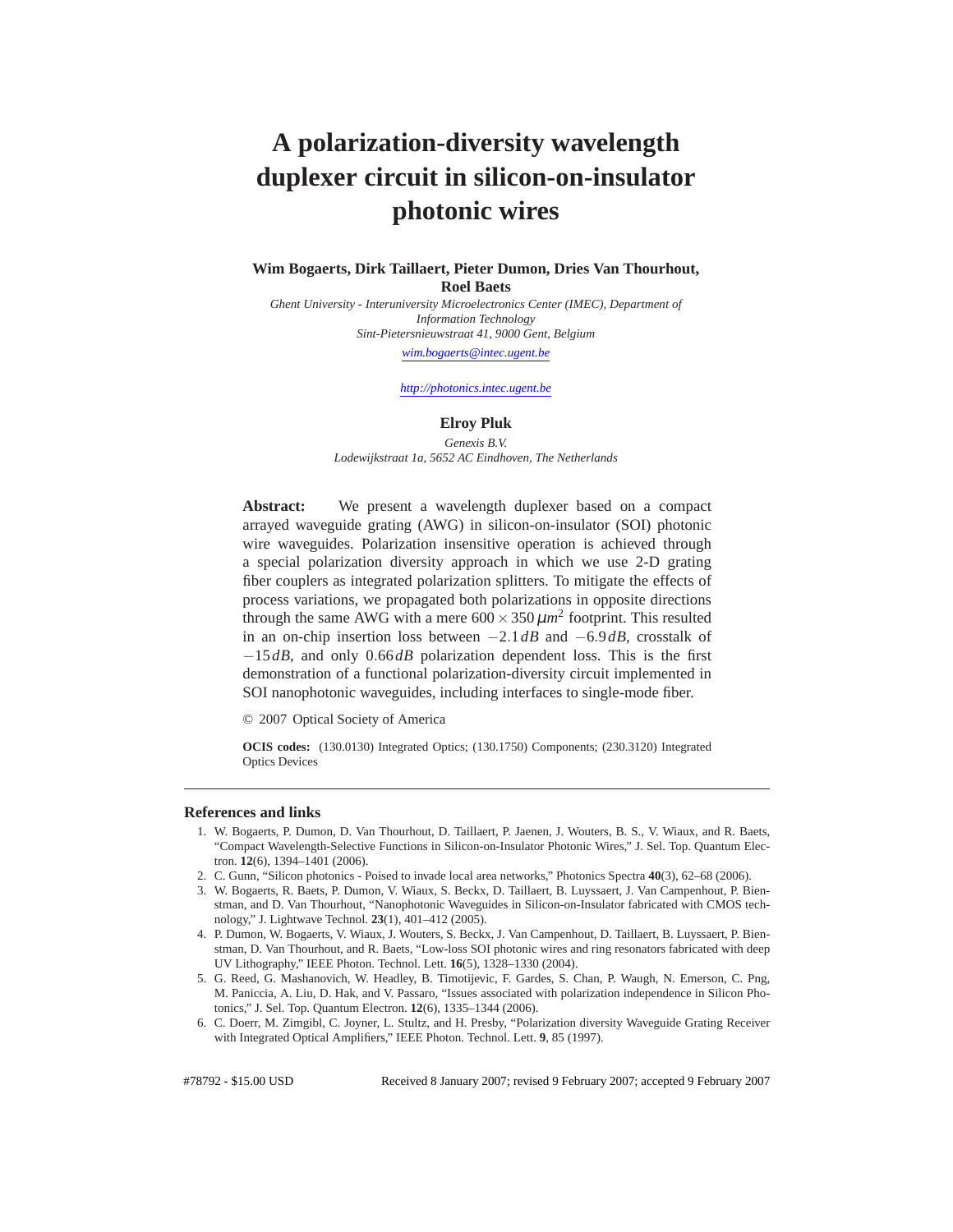# A polarization-diversity wavelength duplexer circuit in silicon-on-insulator photonic wires

**Wim Bogaerts, Dirk Taillaert, Pieter Dumon, Dries Van Thourhout, Roel Baets**

*Ghent University - Interuniversity Microelectronics Center (IMEC), Department of Information Technology*
*Sint-Pietersnieuwstraat 41, 9000 Gent, Belgium*
*wim.bogaerts@intec.ugent.be*

*http://photonics.intec.ugent.be*

**Elroy Pluk**

*Genexis B.V.*
*Lodewijkstraat 1a, 5652 AC Eindhoven, The Netherlands*

**Abstract:** We present a wavelength duplexer based on a compact arrayed waveguide grating (AWG) in silicon-on-insulator (SOI) photonic wire waveguides. Polarization insensitive operation is achieved through a special polarization diversity approach in which we use 2-D grating fiber couplers as integrated polarization splitters. To mitigate the effects of process variations, we propagated both polarizations in opposite directions through the same AWG with a mere $600 \times 350\,\mu m^2$ footprint. This resulted in an on-chip insertion loss between $-2.1\,dB$ and $-6.9\,dB$, crosstalk of $-15\,dB$, and only $0.66\,dB$ polarization dependent loss. This is the first demonstration of a functional polarization-diversity circuit implemented in SOI nanophotonic waveguides, including interfaces to single-mode fiber.

© 2007 Optical Society of America

**OCIS codes:** (130.0130) Integrated Optics; (130.1750) Components; (230.3120) Integrated Optics Devices

## References and links

1. W. Bogaerts, P. Dumon, D. Van Thourhout, D. Taillaert, P. Jaenen, J. Wouters, B. S., V. Wiaux, and R. Baets, "Compact Wavelength-Selective Functions in Silicon-on-Insulator Photonic Wires," J. Sel. Top. Quantum Electron. **12**(6), 1394–1401 (2006).
2. C. Gunn, "Silicon photonics - Poised to invade local area networks," Photonics Spectra **40**(3), 62–68 (2006).
3. W. Bogaerts, R. Baets, P. Dumon, V. Wiaux, S. Beckx, D. Taillaert, B. Luyssaert, J. Van Campenhout, P. Bienstman, and D. Van Thourhout, "Nanophotonic Waveguides in Silicon-on-Insulator fabricated with CMOS technology," J. Lightwave Technol. **23**(1), 401–412 (2005).
4. P. Dumon, W. Bogaerts, V. Wiaux, J. Wouters, S. Beckx, J. Van Campenhout, D. Taillaert, B. Luyssaert, P. Bienstman, D. Van Thourhout, and R. Baets, "Low-loss SOI photonic wires and ring resonators fabricated with deep UV Lithography," IEEE Photon. Technol. Lett. **16**(5), 1328–1330 (2004).
5. G. Reed, G. Mashanovich, W. Headley, B. Timotijevic, F. Gardes, S. Chan, P. Waugh, N. Emerson, C. Png, M. Paniccia, A. Liu, D. Hak, and V. Passaro, "Issues associated with polarization independence in Silicon Photonics," J. Sel. Top. Quantum Electron. **12**(6), 1335–1344 (2006).
6. C. Doerr, M. Zimgibl, C. Joyner, L. Stultz, and H. Presby, "Polarization diversity Waveguide Grating Receiver with Integrated Optical Amplifiers," IEEE Photon. Technol. Lett. **9**, 85 (1997).

#78792 - $15.00 USD Received 8 January 2007; revised 9 February 2007; accepted 9 February 2007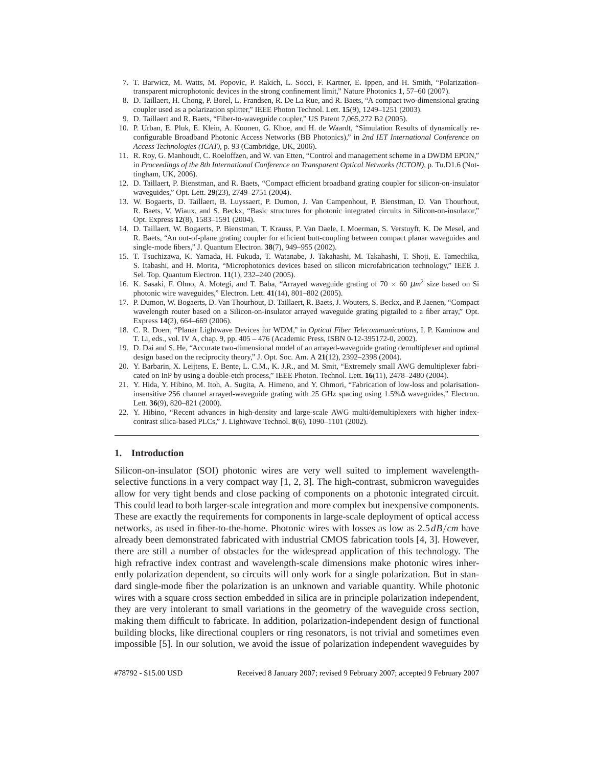7. T. Barwicz, M. Watts, M. Popovic, P. Rakich, L. Socci, F. Kartner, E. Ippen, and H. Smith, "Polarization-transparent microphotonic devices in the strong confinement limit," Nature Photonics **1**, 57–60 (2007).
8. D. Taillaert, H. Chong, P. Borel, L. Frandsen, R. De La Rue, and R. Baets, "A compact two-dimensional grating coupler used as a polarization splitter," IEEE Photon Technol. Lett. **15**(9), 1249–1251 (2003).
9. D. Taillaert and R. Baets, "Fiber-to-waveguide coupler," US Patent 7,065,272 B2 (2005).
10. P. Urban, E. Pluk, E. Klein, A. Koonen, G. Khoe, and H. de Waardt, "Simulation Results of dynamically reconfigurable Broadband Photonic Access Networks (BB Photonics)," in *2nd IET International Conference on Access Technologies (ICAT)*, p. 93 (Cambridge, UK, 2006).
11. R. Roy, G. Manhoudt, C. Roeloffzen, and W. van Etten, "Control and management scheme in a DWDM EPON," in *Proceedings of the 8th International Conference on Transparent Optical Networks (ICTON)*, p. Tu.D1.6 (Nottingham, UK, 2006).
12. D. Taillaert, P. Bienstman, and R. Baets, "Compact efficient broadband grating coupler for silicon-on-insulator waveguides," Opt. Lett. **29**(23), 2749–2751 (2004).
13. W. Bogaerts, D. Taillaert, B. Luyssaert, P. Dumon, J. Van Campenhout, P. Bienstman, D. Van Thourhout, R. Baets, V. Wiaux, and S. Beckx, "Basic structures for photonic integrated circuits in Silicon-on-insulator," Opt. Express **12**(8), 1583–1591 (2004).
14. D. Taillaert, W. Bogaerts, P. Bienstman, T. Krauss, P. Van Daele, I. Moerman, S. Verstuyft, K. De Mesel, and R. Baets, "An out-of-plane grating coupler for efficient butt-coupling between compact planar waveguides and single-mode fibers," J. Quantum Electron. **38**(7), 949–955 (2002).
15. T. Tsuchizawa, K. Yamada, H. Fukuda, T. Watanabe, J. Takahashi, M. Takahashi, T. Shoji, E. Tamechika, S. Itabashi, and H. Morita, "Microphotonics devices based on silicon microfabrication technology," IEEE J. Sel. Top. Quantum Electron. **11**(1), 232–240 (2005).
16. K. Sasaki, F. Ohno, A. Motegi, and T. Baba, "Arrayed waveguide grating of 70 × 60 $\mu m^2$ size based on Si photonic wire waveguides," Electron. Lett. **41**(14), 801–802 (2005).
17. P. Dumon, W. Bogaerts, D. Van Thourhout, D. Taillaert, R. Baets, J. Wouters, S. Beckx, and P. Jaenen, "Compact wavelength router based on a Silicon-on-insulator arrayed waveguide grating pigtailed to a fiber array," Opt. Express **14**(2), 664–669 (2006).
18. C. R. Doerr, "Planar Lightwave Devices for WDM," in *Optical Fiber Telecommunications*, I. P. Kaminow and T. Li, eds., vol. IV A, chap. 9, pp. 405 – 476 (Academic Press, ISBN 0-12-395172-0, 2002).
19. D. Dai and S. He, "Accurate two-dimensional model of an arrayed-waveguide grating demultiplexer and optimal design based on the reciprocity theory," J. Opt. Soc. Am. A **21**(12), 2392–2398 (2004).
20. Y. Barbarin, X. Leijtens, E. Bente, L. C.M., K. J.R., and M. Smit, "Extremely small AWG demultiplexer fabricated on InP by using a double-etch process," IEEE Photon. Technol. Lett. **16**(11), 2478–2480 (2004).
21. Y. Hida, Y. Hibino, M. Itoh, A. Sugita, A. Himeno, and Y. Ohmori, "Fabrication of low-loss and polarisation-insensitive 256 channel arrayed-waveguide grating with 25 GHz spacing using 1.5%Δ waveguides," Electron. Lett. **36**(9), 820–821 (2000).
22. Y. Hibino, "Recent advances in high-density and large-scale AWG multi/demultiplexers with higher index-contrast silica-based PLCs," J. Lightwave Technol. **8**(6), 1090–1101 (2002).

---

## 1. Introduction

Silicon-on-insulator (SOI) photonic wires are very well suited to implement wavelength-selective functions in a very compact way [1, 2, 3]. The high-contrast, submicron waveguides allow for very tight bends and close packing of components on a photonic integrated circuit. This could lead to both larger-scale integration and more complex but inexpensive components. These are exactly the requirements for components in large-scale deployment of optical access networks, as used in fiber-to-the-home. Photonic wires with losses as low as $2.5\,dB/cm$ have already been demonstrated fabricated with industrial CMOS fabrication tools [4, 3]. However, there are still a number of obstacles for the widespread application of this technology. The high refractive index contrast and wavelength-scale dimensions make photonic wires inherently polarization dependent, so circuits will only work for a single polarization. But in standard single-mode fiber the polarization is an unknown and variable quantity. While photonic wires with a square cross section embedded in silica are in principle polarization independent, they are very intolerant to small variations in the geometry of the waveguide cross section, making them difficult to fabricate. In addition, polarization-independent design of functional building blocks, like directional couplers or ring resonators, is not trivial and sometimes even impossible [5]. In our solution, we avoid the issue of polarization independent waveguides by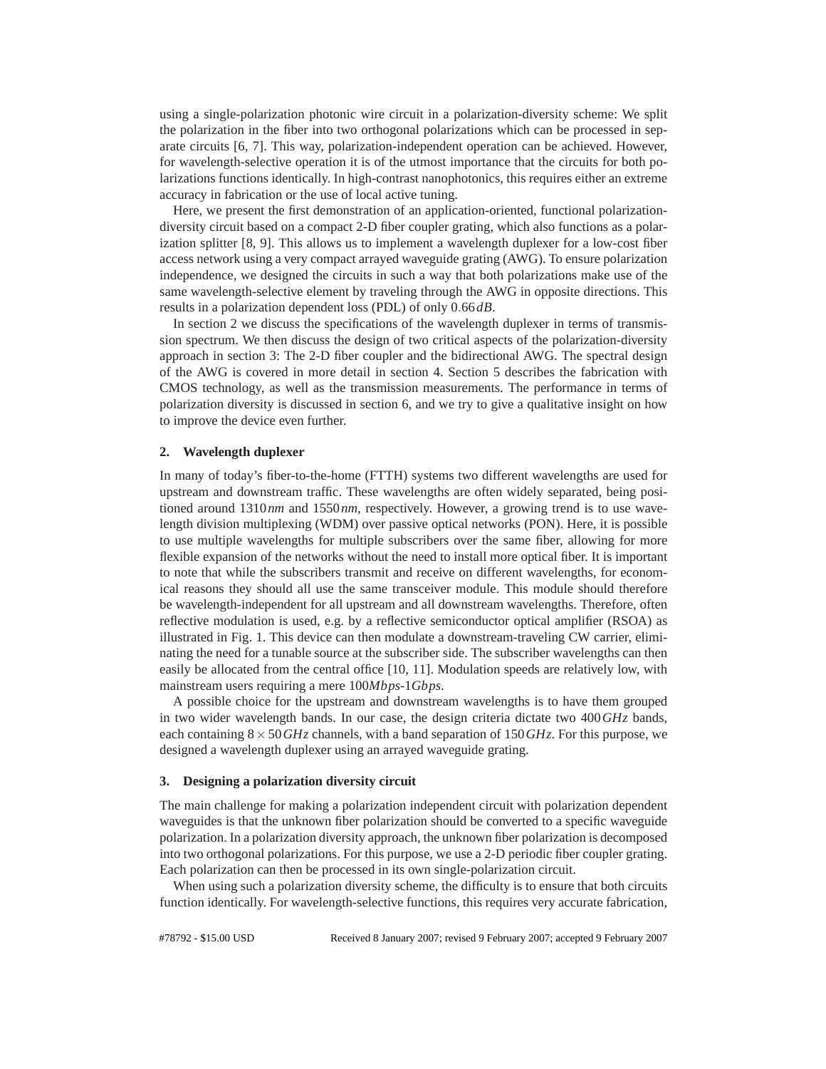using a single-polarization photonic wire circuit in a polarization-diversity scheme: We split the polarization in the fiber into two orthogonal polarizations which can be processed in separate circuits [6, 7]. This way, polarization-independent operation can be achieved. However, for wavelength-selective operation it is of the utmost importance that the circuits for both polarizations functions identically. In high-contrast nanophotonics, this requires either an extreme accuracy in fabrication or the use of local active tuning.

Here, we present the first demonstration of an application-oriented, functional polarization-diversity circuit based on a compact 2-D fiber coupler grating, which also functions as a polarization splitter [8, 9]. This allows us to implement a wavelength duplexer for a low-cost fiber access network using a very compact arrayed waveguide grating (AWG). To ensure polarization independence, we designed the circuits in such a way that both polarizations make use of the same wavelength-selective element by traveling through the AWG in opposite directions. This results in a polarization dependent loss (PDL) of only $0.66\,dB$.

In section 2 we discuss the specifications of the wavelength duplexer in terms of transmission spectrum. We then discuss the design of two critical aspects of the polarization-diversity approach in section 3: The 2-D fiber coupler and the bidirectional AWG. The spectral design of the AWG is covered in more detail in section 4. Section 5 describes the fabrication with CMOS technology, as well as the transmission measurements. The performance in terms of polarization diversity is discussed in section 6, and we try to give a qualitative insight on how to improve the device even further.

## 2. Wavelength duplexer

In many of today's fiber-to-the-home (FTTH) systems two different wavelengths are used for upstream and downstream traffic. These wavelengths are often widely separated, being positioned around $1310\,nm$ and $1550\,nm$, respectively. However, a growing trend is to use wavelength division multiplexing (WDM) over passive optical networks (PON). Here, it is possible to use multiple wavelengths for multiple subscribers over the same fiber, allowing for more flexible expansion of the networks without the need to install more optical fiber. It is important to note that while the subscribers transmit and receive on different wavelengths, for economical reasons they should all use the same transceiver module. This module should therefore be wavelength-independent for all upstream and all downstream wavelengths. Therefore, often reflective modulation is used, e.g. by a reflective semiconductor optical amplifier (RSOA) as illustrated in Fig. 1. This device can then modulate a downstream-traveling CW carrier, eliminating the need for a tunable source at the subscriber side. The subscriber wavelengths can then easily be allocated from the central office [10, 11]. Modulation speeds are relatively low, with mainstream users requiring a mere $100Mbps$-$1Gbps$.

A possible choice for the upstream and downstream wavelengths is to have them grouped in two wider wavelength bands. In our case, the design criteria dictate two $400\,GHz$ bands, each containing $8 \times 50\,GHz$ channels, with a band separation of $150\,GHz$. For this purpose, we designed a wavelength duplexer using an arrayed waveguide grating.

## 3. Designing a polarization diversity circuit

The main challenge for making a polarization independent circuit with polarization dependent waveguides is that the unknown fiber polarization should be converted to a specific waveguide polarization. In a polarization diversity approach, the unknown fiber polarization is decomposed into two orthogonal polarizations. For this purpose, we use a 2-D periodic fiber coupler grating. Each polarization can then be processed in its own single-polarization circuit.

When using such a polarization diversity scheme, the difficulty is to ensure that both circuits function identically. For wavelength-selective functions, this requires very accurate fabrication,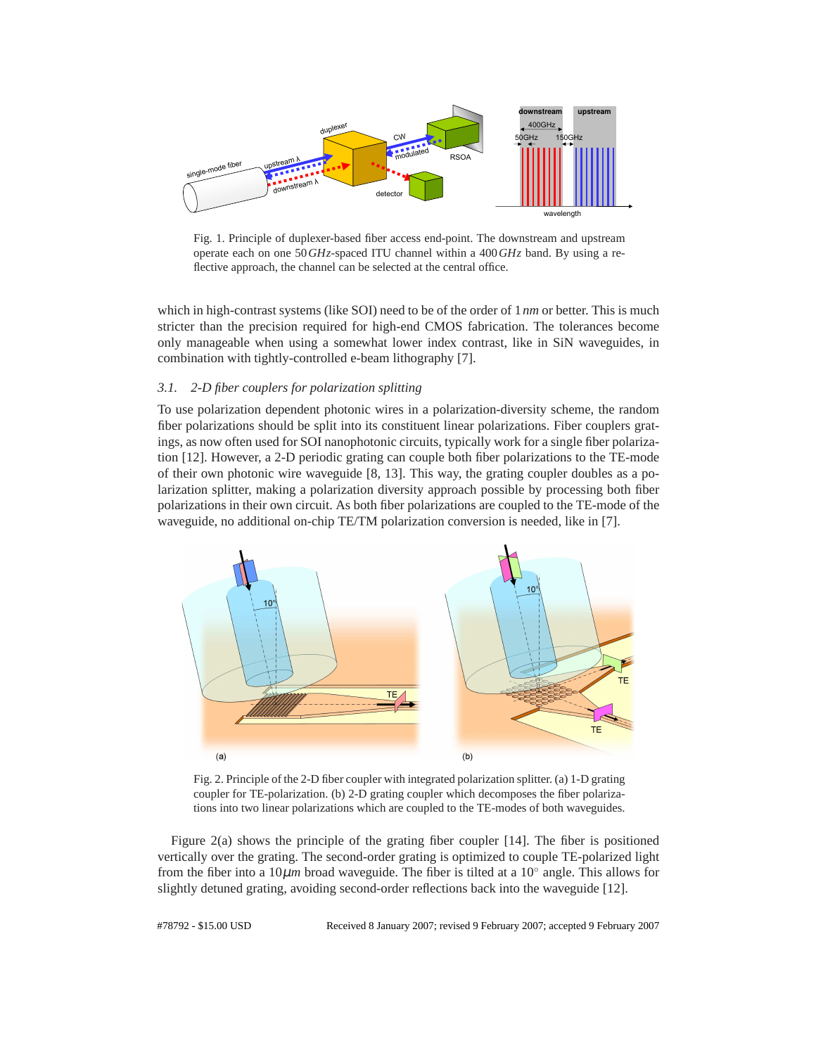Fig. 1. Principle of duplexer-based fiber access end-point. The downstream and upstream operate each on one 50 *GHz*-spaced ITU channel within a 400 *GHz* band. By using a reflective approach, the channel can be selected at the central office.

which in high-contrast systems (like SOI) need to be of the order of 1 *nm* or better. This is much stricter than the precision required for high-end CMOS fabrication. The tolerances become only manageable when using a somewhat lower index contrast, like in SiN waveguides, in combination with tightly-controlled e-beam lithography [7].

### 3.1. *2-D fiber couplers for polarization splitting*

To use polarization dependent photonic wires in a polarization-diversity scheme, the random fiber polarizations should be split into its constituent linear polarizations. Fiber couplers gratings, as now often used for SOI nanophotonic circuits, typically work for a single fiber polarization [12]. However, a 2-D periodic grating can couple both fiber polarizations to the TE-mode of their own photonic wire waveguide [8, 13]. This way, the grating coupler doubles as a polarization splitter, making a polarization diversity approach possible by processing both fiber polarizations in their own circuit. As both fiber polarizations are coupled to the TE-mode of the waveguide, no additional on-chip TE/TM polarization conversion is needed, like in [7].

Fig. 2. Principle of the 2-D fiber coupler with integrated polarization splitter. (a) 1-D grating coupler for TE-polarization. (b) 2-D grating coupler which decomposes the fiber polarizations into two linear polarizations which are coupled to the TE-modes of both waveguides.

Figure 2(a) shows the principle of the grating fiber coupler [14]. The fiber is positioned vertically over the grating. The second-order grating is optimized to couple TE-polarized light from the fiber into a 10 $\mu m$ broad waveguide. The fiber is tilted at a $10^{\circ}$ angle. This allows for slightly detuned grating, avoiding second-order reflections back into the waveguide [12].

#78792 - $15.00 USD Received 8 January 2007; revised 9 February 2007; accepted 9 February 2007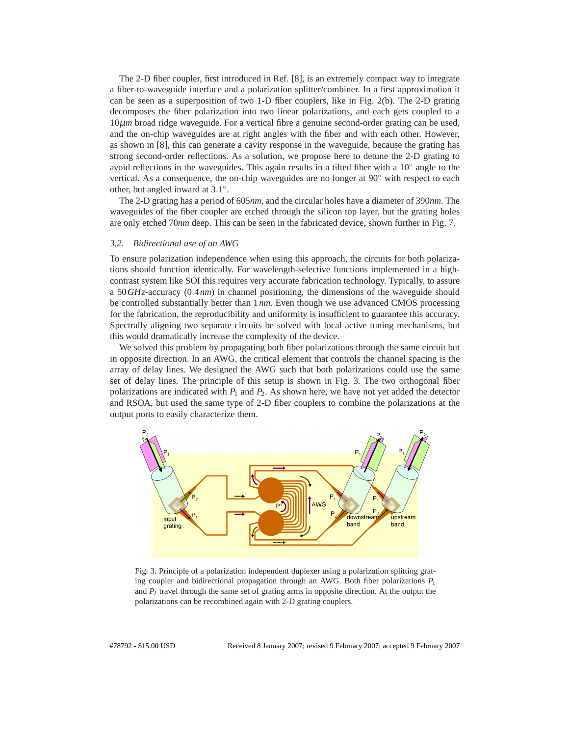The 2-D fiber coupler, first introduced in Ref. [8], is an extremely compact way to integrate a fiber-to-waveguide interface and a polarization splitter/combiner. In a first approximation it can be seen as a superposition of two 1-D fiber couplers, like in Fig. 2(b). The 2-D grating decomposes the fiber polarization into two linear polarizations, and each gets coupled to a $10\mu m$ broad ridge waveguide. For a vertical fibre a genuine second-order grating can be used, and the on-chip waveguides are at right angles with the fiber and with each other. However, as shown in [8], this can generate a cavity response in the waveguide, because the grating has strong second-order reflections. As a solution, we propose here to detune the 2-D grating to avoid reflections in the waveguides. This again results in a tilted fiber with a $10^\circ$ angle to the vertical. As a consequence, the on-chip waveguides are no longer at $90^\circ$ with respect to each other, but angled inward at $3.1^\circ$.

The 2-D grating has a period of $605nm$, and the circular holes have a diameter of $390nm$. The waveguides of the fiber coupler are etched through the silicon top layer, but the grating holes are only etched $70nm$ deep. This can be seen in the fabricated device, shown further in Fig. 7.

### 3.2. Bidirectional use of an AWG

To ensure polarization independence when using this approach, the circuits for both polarizations should function identically. For wavelength-selective functions implemented in a high-contrast system like SOI this requires very accurate fabrication technology. Typically, to assure a $50\,GHz$-accuracy ($0.4\,nm$) in channel positioning, the dimensions of the waveguide should be controlled substantially better than $1\,nm$. Even though we use advanced CMOS processing for the fabrication, the reproducibility and uniformity is insufficient to guarantee this accuracy. Spectrally aligning two separate circuits be solved with local active tuning mechanisms, but this would dramatically increase the complexity of the device.

We solved this problem by propagating both fiber polarizations through the same circuit but in opposite direction. In an AWG, the critical element that controls the channel spacing is the array of delay lines. We designed the AWG such that both polarizations could use the same set of delay lines. The principle of this setup is shown in Fig. 3. The two orthogonal fiber polarizations are indicated with $P_1$ and $P_2$. As shown here, we have not yet added the detector and RSOA, but used the same type of 2-D fiber couplers to combine the polarizations at the output ports to easily characterize them.

Fig. 3. Principle of a polarization independent duplexer using a polarization splitting grating coupler and bidirectional propagation through an AWG. Both fiber polarizations $P_1$ and $P_2$ travel through the same set of grating arms in opposite direction. At the output the polarizations can be recombined again with 2-D grating couplers.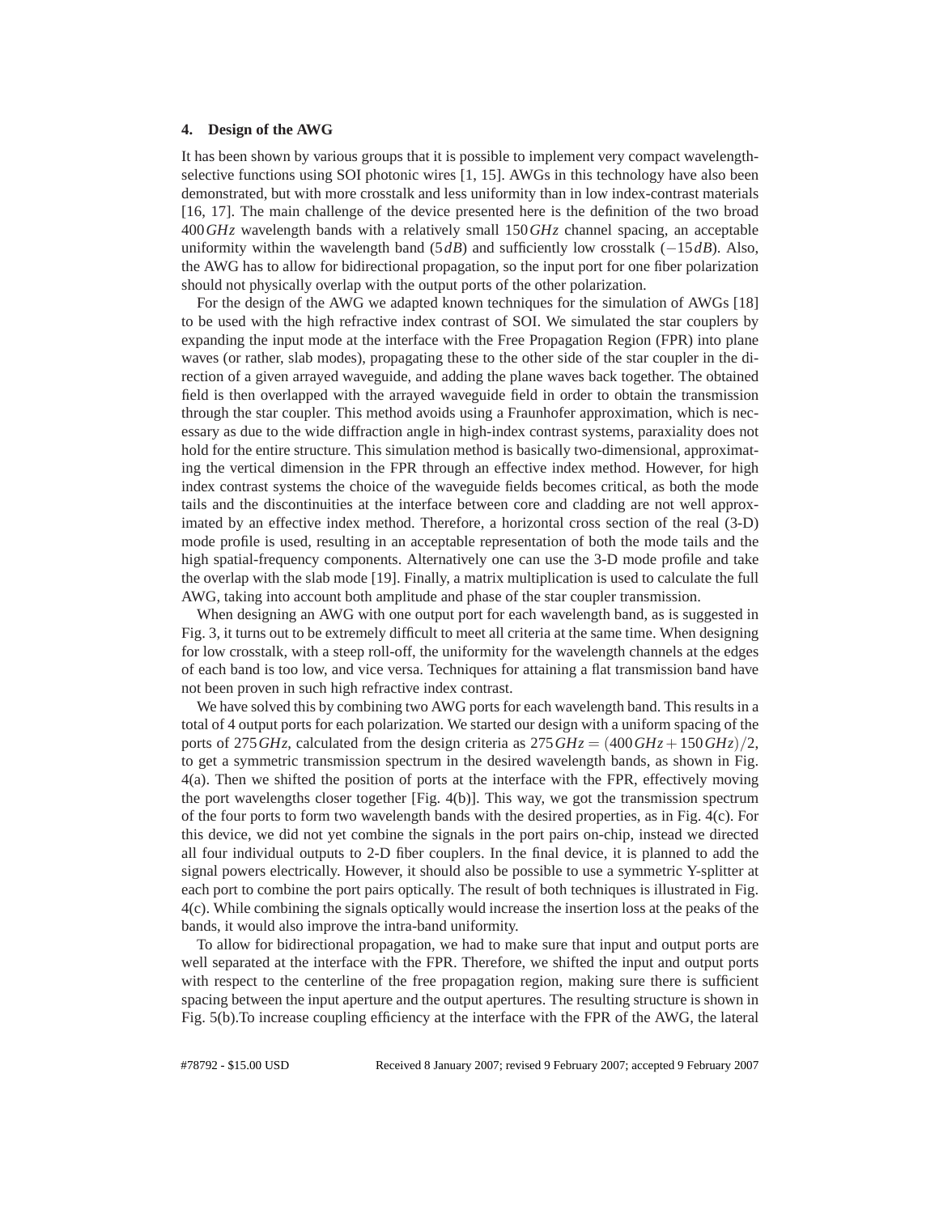### 4. Design of the AWG

It has been shown by various groups that it is possible to implement very compact wavelength-selective functions using SOI photonic wires [1, 15]. AWGs in this technology have also been demonstrated, but with more crosstalk and less uniformity than in low index-contrast materials [16, 17]. The main challenge of the device presented here is the definition of the two broad $400\,GHz$ wavelength bands with a relatively small $150\,GHz$ channel spacing, an acceptable uniformity within the wavelength band ($5\,dB$) and sufficiently low crosstalk ($-15\,dB$). Also, the AWG has to allow for bidirectional propagation, so the input port for one fiber polarization should not physically overlap with the output ports of the other polarization.

For the design of the AWG we adapted known techniques for the simulation of AWGs [18] to be used with the high refractive index contrast of SOI. We simulated the star couplers by expanding the input mode at the interface with the Free Propagation Region (FPR) into plane waves (or rather, slab modes), propagating these to the other side of the star coupler in the direction of a given arrayed waveguide, and adding the plane waves back together. The obtained field is then overlapped with the arrayed waveguide field in order to obtain the transmission through the star coupler. This method avoids using a Fraunhofer approximation, which is necessary as due to the wide diffraction angle in high-index contrast systems, paraxiality does not hold for the entire structure. This simulation method is basically two-dimensional, approximating the vertical dimension in the FPR through an effective index method. However, for high index contrast systems the choice of the waveguide fields becomes critical, as both the mode tails and the discontinuities at the interface between core and cladding are not well approximated by an effective index method. Therefore, a horizontal cross section of the real (3-D) mode profile is used, resulting in an acceptable representation of both the mode tails and the high spatial-frequency components. Alternatively one can use the 3-D mode profile and take the overlap with the slab mode [19]. Finally, a matrix multiplication is used to calculate the full AWG, taking into account both amplitude and phase of the star coupler transmission.

When designing an AWG with one output port for each wavelength band, as is suggested in Fig. 3, it turns out to be extremely difficult to meet all criteria at the same time. When designing for low crosstalk, with a steep roll-off, the uniformity for the wavelength channels at the edges of each band is too low, and vice versa. Techniques for attaining a flat transmission band have not been proven in such high refractive index contrast.

We have solved this by combining two AWG ports for each wavelength band. This results in a total of 4 output ports for each polarization. We started our design with a uniform spacing of the ports of $275\,GHz$, calculated from the design criteria as $275\,GHz = (400\,GHz + 150\,GHz)/2$, to get a symmetric transmission spectrum in the desired wavelength bands, as shown in Fig. 4(a). Then we shifted the position of ports at the interface with the FPR, effectively moving the port wavelengths closer together [Fig. 4(b)]. This way, we got the transmission spectrum of the four ports to form two wavelength bands with the desired properties, as in Fig. 4(c). For this device, we did not yet combine the signals in the port pairs on-chip, instead we directed all four individual outputs to 2-D fiber couplers. In the final device, it is planned to add the signal powers electrically. However, it should also be possible to use a symmetric Y-splitter at each port to combine the port pairs optically. The result of both techniques is illustrated in Fig. 4(c). While combining the signals optically would increase the insertion loss at the peaks of the bands, it would also improve the intra-band uniformity.

To allow for bidirectional propagation, we had to make sure that input and output ports are well separated at the interface with the FPR. Therefore, we shifted the input and output ports with respect to the centerline of the free propagation region, making sure there is sufficient spacing between the input aperture and the output apertures. The resulting structure is shown in Fig. 5(b).To increase coupling efficiency at the interface with the FPR of the AWG, the lateral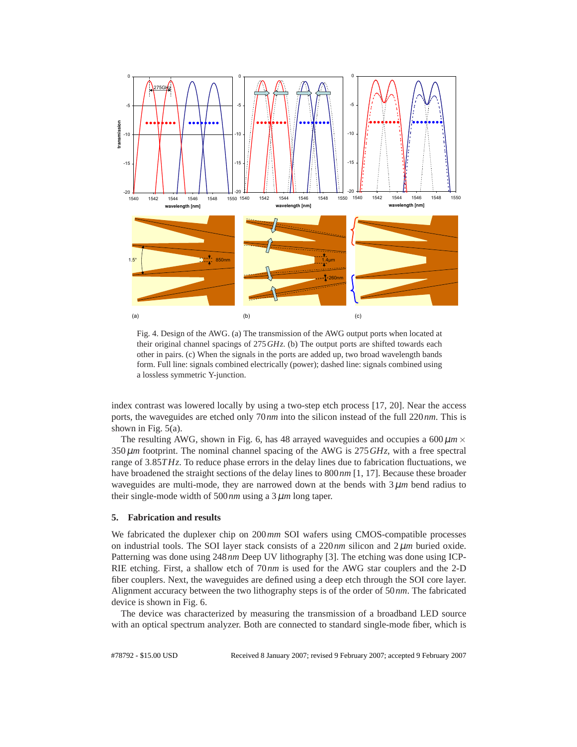Fig. 4. Design of the AWG. (a) The transmission of the AWG output ports when located at their original channel spacings of 275 *GHz*. (b) The output ports are shifted towards each other in pairs. (c) When the signals in the ports are added up, two broad wavelength bands form. Full line: signals combined electrically (power); dashed line: signals combined using a lossless symmetric Y-junction.

index contrast was lowered locally by using a two-step etch process [17, 20]. Near the access ports, the waveguides are etched only 70 *nm* into the silicon instead of the full 220 *nm*. This is shown in Fig. 5(a).

The resulting AWG, shown in Fig. 6, has 48 arrayed waveguides and occupies a 600 $\mu m \times$ 350 $\mu m$ footprint. The nominal channel spacing of the AWG is 275 *GHz*, with a free spectral range of 3.85 *THz*. To reduce phase errors in the delay lines due to fabrication fluctuations, we have broadened the straight sections of the delay lines to 800 *nm* [1, 17]. Because these broader waveguides are multi-mode, they are narrowed down at the bends with 3 $\mu m$ bend radius to their single-mode width of 500 *nm* using a 3 $\mu m$ long taper.

## 5. Fabrication and results

We fabricated the duplexer chip on 200 *mm* SOI wafers using CMOS-compatible processes on industrial tools. The SOI layer stack consists of a 220 *nm* silicon and 2 $\mu m$ buried oxide. Patterning was done using 248 *nm* Deep UV lithography [3]. The etching was done using ICP-RIE etching. First, a shallow etch of 70 *nm* is used for the AWG star couplers and the 2-D fiber couplers. Next, the waveguides are defined using a deep etch through the SOI core layer. Alignment accuracy between the two lithography steps is of the order of 50 *nm*. The fabricated device is shown in Fig. 6.

The device was characterized by measuring the transmission of a broadband LED source with an optical spectrum analyzer. Both are connected to standard single-mode fiber, which is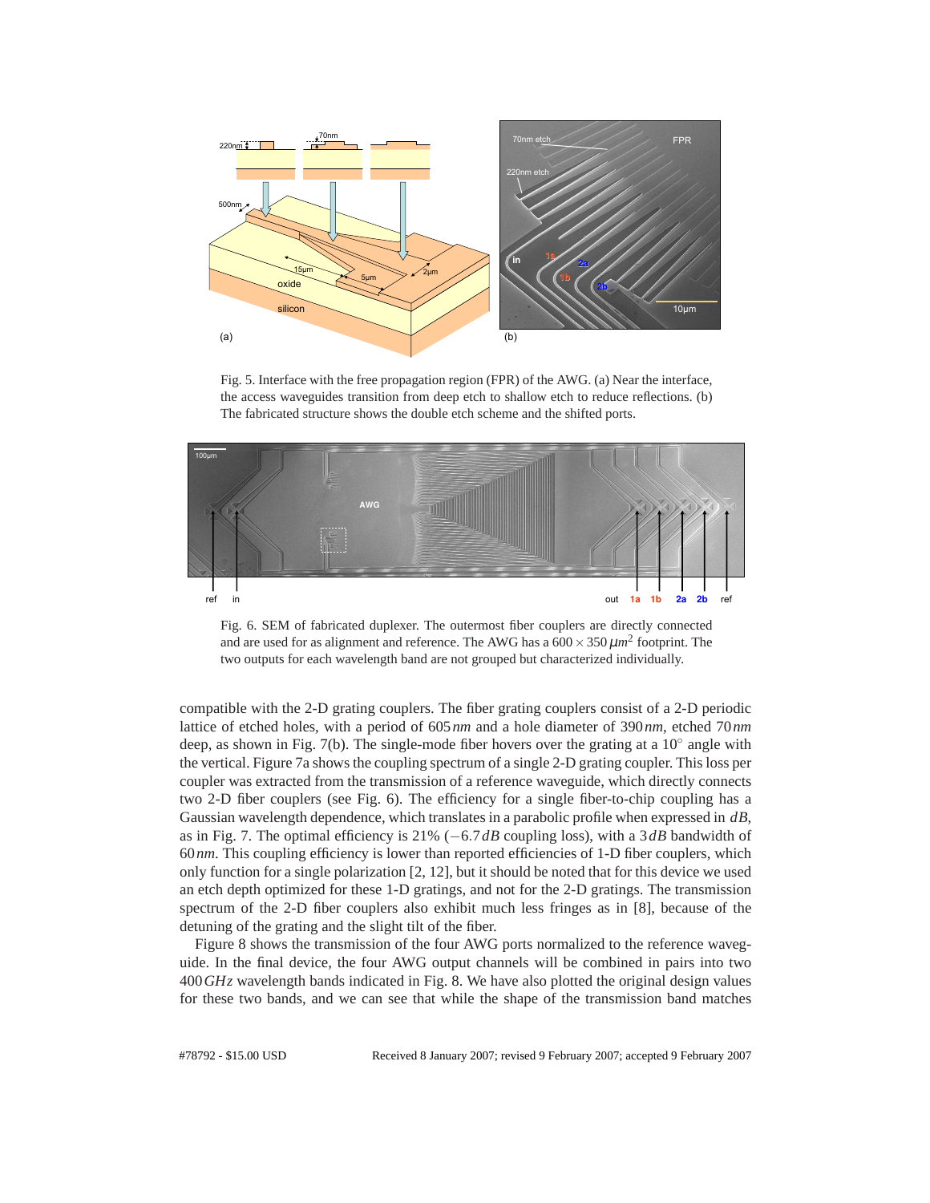Fig. 5. Interface with the free propagation region (FPR) of the AWG. (a) Near the interface, the access waveguides transition from deep etch to shallow etch to reduce reflections. (b) The fabricated structure shows the double etch scheme and the shifted ports.

Fig. 6. SEM of fabricated duplexer. The outermost fiber couplers are directly connected and are used for as alignment and reference. The AWG has a $600 \times 350\,\mu m^2$ footprint. The two outputs for each wavelength band are not grouped but characterized individually.

compatible with the 2-D grating couplers. The fiber grating couplers consist of a 2-D periodic lattice of etched holes, with a period of $605\,nm$ and a hole diameter of $390\,nm$, etched $70\,nm$ deep, as shown in Fig. 7(b). The single-mode fiber hovers over the grating at a $10^\circ$ angle with the vertical. Figure 7a shows the coupling spectrum of a single 2-D grating coupler. This loss per coupler was extracted from the transmission of a reference waveguide, which directly connects two 2-D fiber couplers (see Fig. 6). The efficiency for a single fiber-to-chip coupling has a Gaussian wavelength dependence, which translates in a parabolic profile when expressed in $dB$, as in Fig. 7. The optimal efficiency is 21% ($-6.7\,dB$ coupling loss), with a $3\,dB$ bandwidth of $60\,nm$. This coupling efficiency is lower than reported efficiencies of 1-D fiber couplers, which only function for a single polarization [2, 12], but it should be noted that for this device we used an etch depth optimized for these 1-D gratings, and not for the 2-D gratings. The transmission spectrum of the 2-D fiber couplers also exhibit much less fringes as in [8], because of the detuning of the grating and the slight tilt of the fiber.

Figure 8 shows the transmission of the four AWG ports normalized to the reference waveguide. In the final device, the four AWG output channels will be combined in pairs into two $400\,GHz$ wavelength bands indicated in Fig. 8. We have also plotted the original design values for these two bands, and we can see that while the shape of the transmission band matches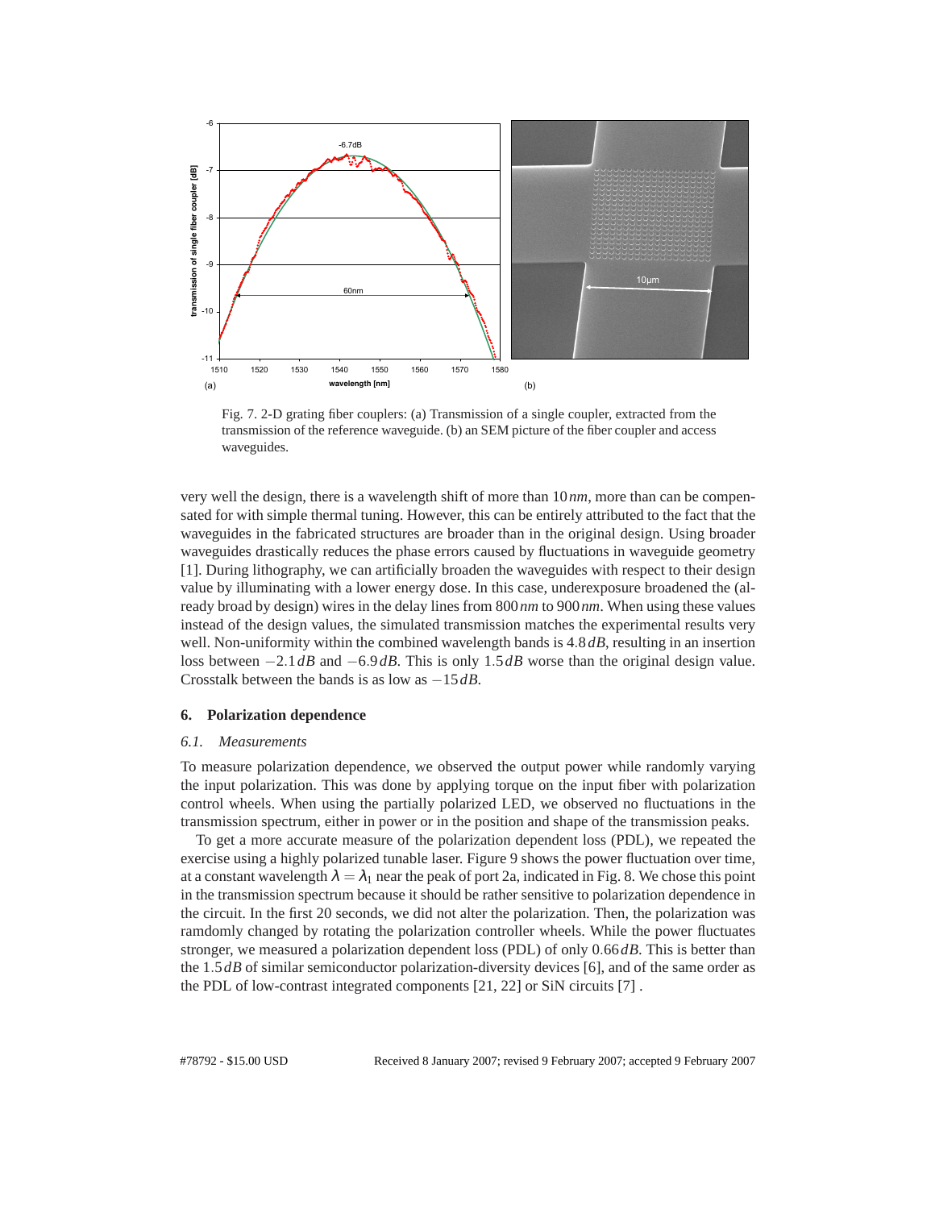Fig. 7. 2-D grating fiber couplers: (a) Transmission of a single coupler, extracted from the transmission of the reference waveguide. (b) an SEM picture of the fiber coupler and access waveguides.

very well the design, there is a wavelength shift of more than 10 $nm$, more than can be compensated for with simple thermal tuning. However, this can be entirely attributed to the fact that the waveguides in the fabricated structures are broader than in the original design. Using broader waveguides drastically reduces the phase errors caused by fluctuations in waveguide geometry [1]. During lithography, we can artificially broaden the waveguides with respect to their design value by illuminating with a lower energy dose. In this case, underexposure broadened the (already broad by design) wires in the delay lines from 800 $nm$ to 900 $nm$. When using these values instead of the design values, the simulated transmission matches the experimental results very well. Non-uniformity within the combined wavelength bands is 4.8 $dB$, resulting in an insertion loss between $-2.1\,dB$ and $-6.9\,dB$. This is only 1.5 $dB$ worse than the original design value. Crosstalk between the bands is as low as $-15\,dB$.

## 6. Polarization dependence

### *6.1. Measurements*

To measure polarization dependence, we observed the output power while randomly varying the input polarization. This was done by applying torque on the input fiber with polarization control wheels. When using the partially polarized LED, we observed no fluctuations in the transmission spectrum, either in power or in the position and shape of the transmission peaks.

To get a more accurate measure of the polarization dependent loss (PDL), we repeated the exercise using a highly polarized tunable laser. Figure 9 shows the power fluctuation over time, at a constant wavelength $\lambda = \lambda_1$ near the peak of port 2a, indicated in Fig. 8. We chose this point in the transmission spectrum because it should be rather sensitive to polarization dependence in the circuit. In the first 20 seconds, we did not alter the polarization. Then, the polarization was ramdomly changed by rotating the polarization controller wheels. While the power fluctuates stronger, we measured a polarization dependent loss (PDL) of only 0.66 $dB$. This is better than the 1.5 $dB$ of similar semiconductor polarization-diversity devices [6], and of the same order as the PDL of low-contrast integrated components [21, 22] or SiN circuits [7] .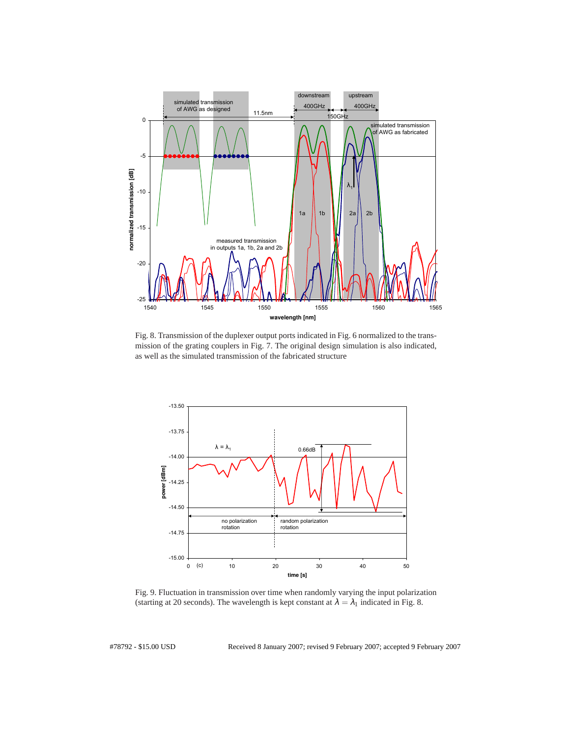Fig. 8. Transmission of the duplexer output ports indicated in Fig. 6 normalized to the transmission of the grating couplers in Fig. 7. The original design simulation is also indicated, as well as the simulated transmission of the fabricated structure

Fig. 9. Fluctuation in transmission over time when randomly varying the input polarization (starting at 20 seconds). The wavelength is kept constant at $\lambda = \lambda_1$ indicated in Fig. 8.

#78792 - $15.00 USD Received 8 January 2007; revised 9 February 2007; accepted 9 February 2007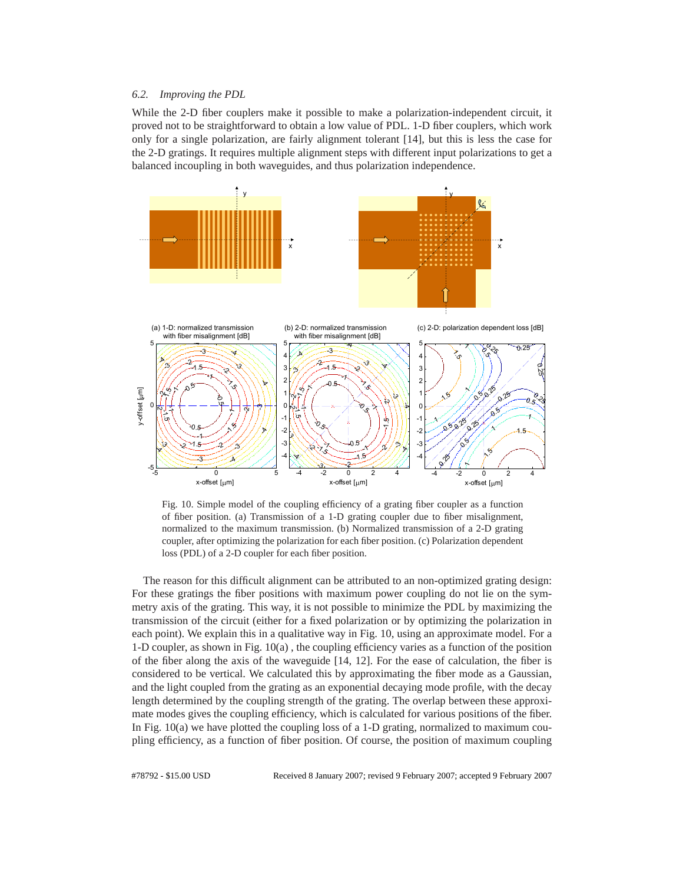### 6.2. Improving the PDL

While the 2-D fiber couplers make it possible to make a polarization-independent circuit, it proved not to be straightforward to obtain a low value of PDL. 1-D fiber couplers, which work only for a single polarization, are fairly alignment tolerant [14], but this is less the case for the 2-D gratings. It requires multiple alignment steps with different input polarizations to get a balanced incoupling in both waveguides, and thus polarization independence.

Fig. 10. Simple model of the coupling efficiency of a grating fiber coupler as a function of fiber position. (a) Transmission of a 1-D grating coupler due to fiber misalignment, normalized to the maximum transmission. (b) Normalized transmission of a 2-D grating coupler, after optimizing the polarization for each fiber position. (c) Polarization dependent loss (PDL) of a 2-D coupler for each fiber position.

The reason for this difficult alignment can be attributed to an non-optimized grating design: For these gratings the fiber positions with maximum power coupling do not lie on the symmetry axis of the grating. This way, it is not possible to minimize the PDL by maximizing the transmission of the circuit (either for a fixed polarization or by optimizing the polarization in each point). We explain this in a qualitative way in Fig. 10, using an approximate model. For a 1-D coupler, as shown in Fig. 10(a) , the coupling efficiency varies as a function of the position of the fiber along the axis of the waveguide [14, 12]. For the ease of calculation, the fiber is considered to be vertical. We calculated this by approximating the fiber mode as a Gaussian, and the light coupled from the grating as an exponential decaying mode profile, with the decay length determined by the coupling strength of the grating. The overlap between these approximate modes gives the coupling efficiency, which is calculated for various positions of the fiber. In Fig. 10(a) we have plotted the coupling loss of a 1-D grating, normalized to maximum coupling efficiency, as a function of fiber position. Of course, the position of maximum coupling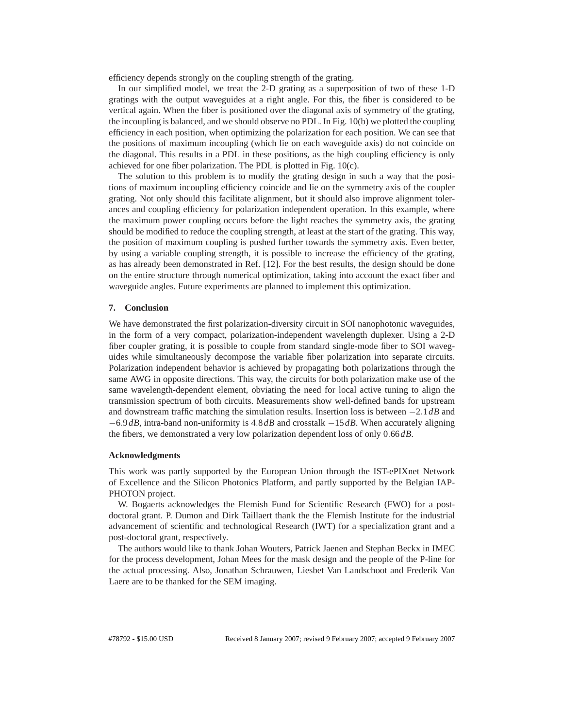efficiency depends strongly on the coupling strength of the grating.

In our simplified model, we treat the 2-D grating as a superposition of two of these 1-D gratings with the output waveguides at a right angle. For this, the fiber is considered to be vertical again. When the fiber is positioned over the diagonal axis of symmetry of the grating, the incoupling is balanced, and we should observe no PDL. In Fig. 10(b) we plotted the coupling efficiency in each position, when optimizing the polarization for each position. We can see that the positions of maximum incoupling (which lie on each waveguide axis) do not coincide on the diagonal. This results in a PDL in these positions, as the high coupling efficiency is only achieved for one fiber polarization. The PDL is plotted in Fig. 10(c).

The solution to this problem is to modify the grating design in such a way that the positions of maximum incoupling efficiency coincide and lie on the symmetry axis of the coupler grating. Not only should this facilitate alignment, but it should also improve alignment tolerances and coupling efficiency for polarization independent operation. In this example, where the maximum power coupling occurs before the light reaches the symmetry axis, the grating should be modified to reduce the coupling strength, at least at the start of the grating. This way, the position of maximum coupling is pushed further towards the symmetry axis. Even better, by using a variable coupling strength, it is possible to increase the efficiency of the grating, as has already been demonstrated in Ref. [12]. For the best results, the design should be done on the entire structure through numerical optimization, taking into account the exact fiber and waveguide angles. Future experiments are planned to implement this optimization.

## 7. Conclusion

We have demonstrated the first polarization-diversity circuit in SOI nanophotonic waveguides, in the form of a very compact, polarization-independent wavelength duplexer. Using a 2-D fiber coupler grating, it is possible to couple from standard single-mode fiber to SOI waveguides while simultaneously decompose the variable fiber polarization into separate circuits. Polarization independent behavior is achieved by propagating both polarizations through the same AWG in opposite directions. This way, the circuits for both polarization make use of the same wavelength-dependent element, obviating the need for local active tuning to align the transmission spectrum of both circuits. Measurements show well-defined bands for upstream and downstream traffic matching the simulation results. Insertion loss is between $-2.1\,dB$ and $-6.9\,dB$, intra-band non-uniformity is $4.8\,dB$ and crosstalk $-15\,dB$. When accurately aligning the fibers, we demonstrated a very low polarization dependent loss of only $0.66\,dB$.

## Acknowledgments

This work was partly supported by the European Union through the IST-ePIXnet Network of Excellence and the Silicon Photonics Platform, and partly supported by the Belgian IAP-PHOTON project.

W. Bogaerts acknowledges the Flemish Fund for Scientific Research (FWO) for a post-doctoral grant. P. Dumon and Dirk Taillaert thank the the Flemish Institute for the industrial advancement of scientific and technological Research (IWT) for a specialization grant and a post-doctoral grant, respectively.

The authors would like to thank Johan Wouters, Patrick Jaenen and Stephan Beckx in IMEC for the process development, Johan Mees for the mask design and the people of the P-line for the actual processing. Also, Jonathan Schrauwen, Liesbet Van Landschoot and Frederik Van Laere are to be thanked for the SEM imaging.